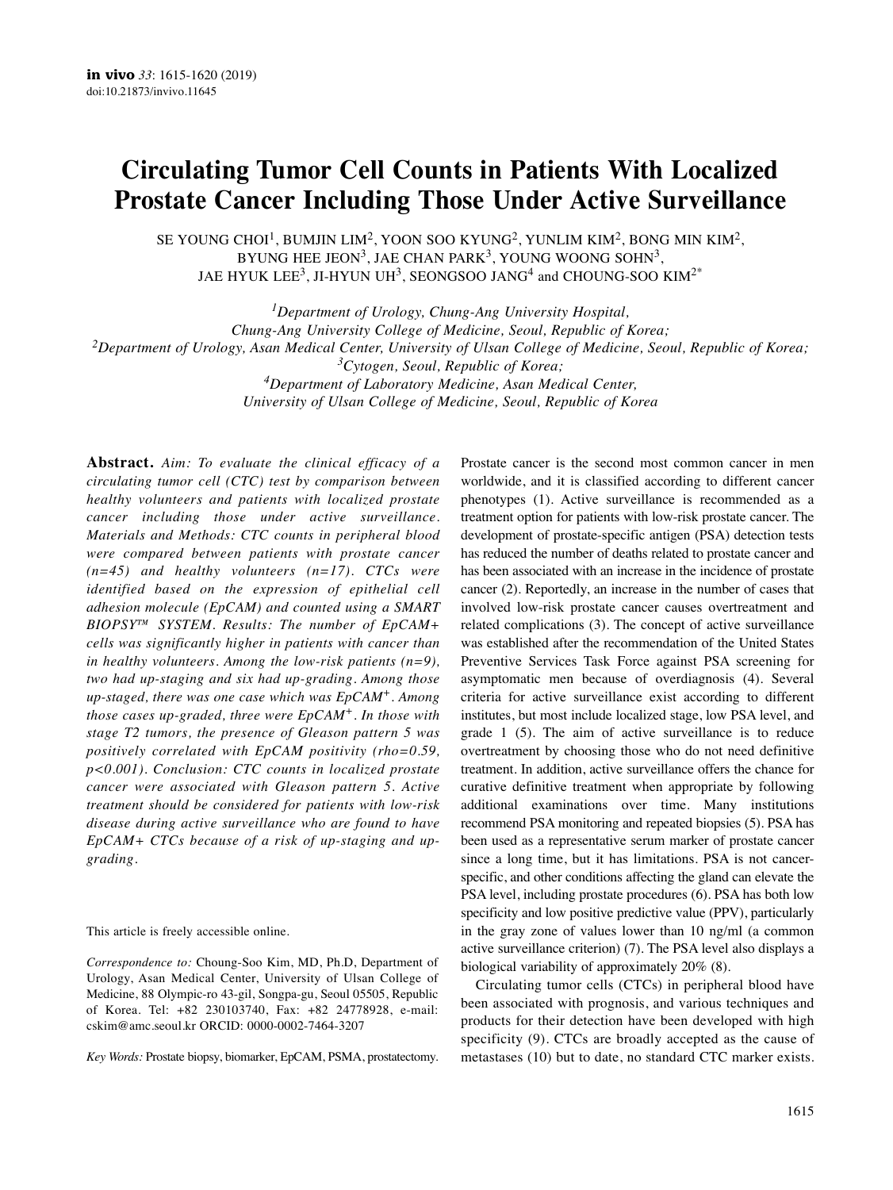# Circulating Tumor Cell Counts in Patients With Localized Prostate Cancer Including Those Under Active Surveillance

SE YOUNG CHOI[1], BUMJIN LIM[2], YOON SOO KYUNG[2], YUNLIM KIM[2], BONG MIN KIM[2], BYUNG HEE JEON[3], JAE CHAN PARK[3], YOUNG WOONG SOHN[3], JAE HYUK LEE[3], JI-HYUN UH[3], SEONGSOO JANG[4] and CHOUNG-SOO KIM[2*]

[1]*Department of Urology, Chung-Ang University Hospital, Chung-Ang University College of Medicine, Seoul, Republic of Korea;*
[2]*Department of Urology, Asan Medical Center, University of Ulsan College of Medicine, Seoul, Republic of Korea;*
[3]*Cytogen, Seoul, Republic of Korea;*
[4]*Department of Laboratory Medicine, Asan Medical Center, University of Ulsan College of Medicine, Seoul, Republic of Korea*

**Abstract.** *Aim: To evaluate the clinical efficacy of a circulating tumor cell (CTC) test by comparison between healthy volunteers and patients with localized prostate cancer including those under active surveillance. Materials and Methods: CTC counts in peripheral blood were compared between patients with prostate cancer (n=45) and healthy volunteers (n=17). CTCs were identified based on the expression of epithelial cell adhesion molecule (EpCAM) and counted using a SMART BIOPSY™ SYSTEM. Results: The number of EpCAM+ cells was significantly higher in patients with cancer than in healthy volunteers. Among the low-risk patients (n=9), two had up-staging and six had up-grading. Among those up-staged, there was one case which was EpCAM+. Among those cases up-graded, three were EpCAM+. In those with stage T2 tumors, the presence of Gleason pattern 5 was positively correlated with EpCAM positivity (rho=0.59, p<0.001). Conclusion: CTC counts in localized prostate cancer were associated with Gleason pattern 5. Active treatment should be considered for patients with low-risk disease during active surveillance who are found to have EpCAM+ CTCs because of a risk of up-staging and up-grading.*

This article is freely accessible online.

*Correspondence to:* Choung-Soo Kim, MD, Ph.D, Department of Urology, Asan Medical Center, University of Ulsan College of Medicine, 88 Olympic-ro 43-gil, Songpa-gu, Seoul 05505, Republic of Korea. Tel: +82 230103740, Fax: +82 24778928, e-mail: cskim@amc.seoul.kr ORCID: 0000-0002-7464-3207

*Key Words:* Prostate biopsy, biomarker, EpCAM, PSMA, prostatectomy.

Prostate cancer is the second most common cancer in men worldwide, and it is classified according to different cancer phenotypes (1). Active surveillance is recommended as a treatment option for patients with low-risk prostate cancer. The development of prostate-specific antigen (PSA) detection tests has reduced the number of deaths related to prostate cancer and has been associated with an increase in the incidence of prostate cancer (2). Reportedly, an increase in the number of cases that involved low-risk prostate cancer causes overtreatment and related complications (3). The concept of active surveillance was established after the recommendation of the United States Preventive Services Task Force against PSA screening for asymptomatic men because of overdiagnosis (4). Several criteria for active surveillance exist according to different institutes, but most include localized stage, low PSA level, and grade 1 (5). The aim of active surveillance is to reduce overtreatment by choosing those who do not need definitive treatment. In addition, active surveillance offers the chance for curative definitive treatment when appropriate by following additional examinations over time. Many institutions recommend PSA monitoring and repeated biopsies (5). PSA has been used as a representative serum marker of prostate cancer since a long time, but it has limitations. PSA is not cancer-specific, and other conditions affecting the gland can elevate the PSA level, including prostate procedures (6). PSA has both low specificity and low positive predictive value (PPV), particularly in the gray zone of values lower than 10 ng/ml (a common active surveillance criterion) (7). The PSA level also displays a biological variability of approximately 20% (8).

Circulating tumor cells (CTCs) in peripheral blood have been associated with prognosis, and various techniques and products for their detection have been developed with high specificity (9). CTCs are broadly accepted as the cause of metastases (10) but to date, no standard CTC marker exists.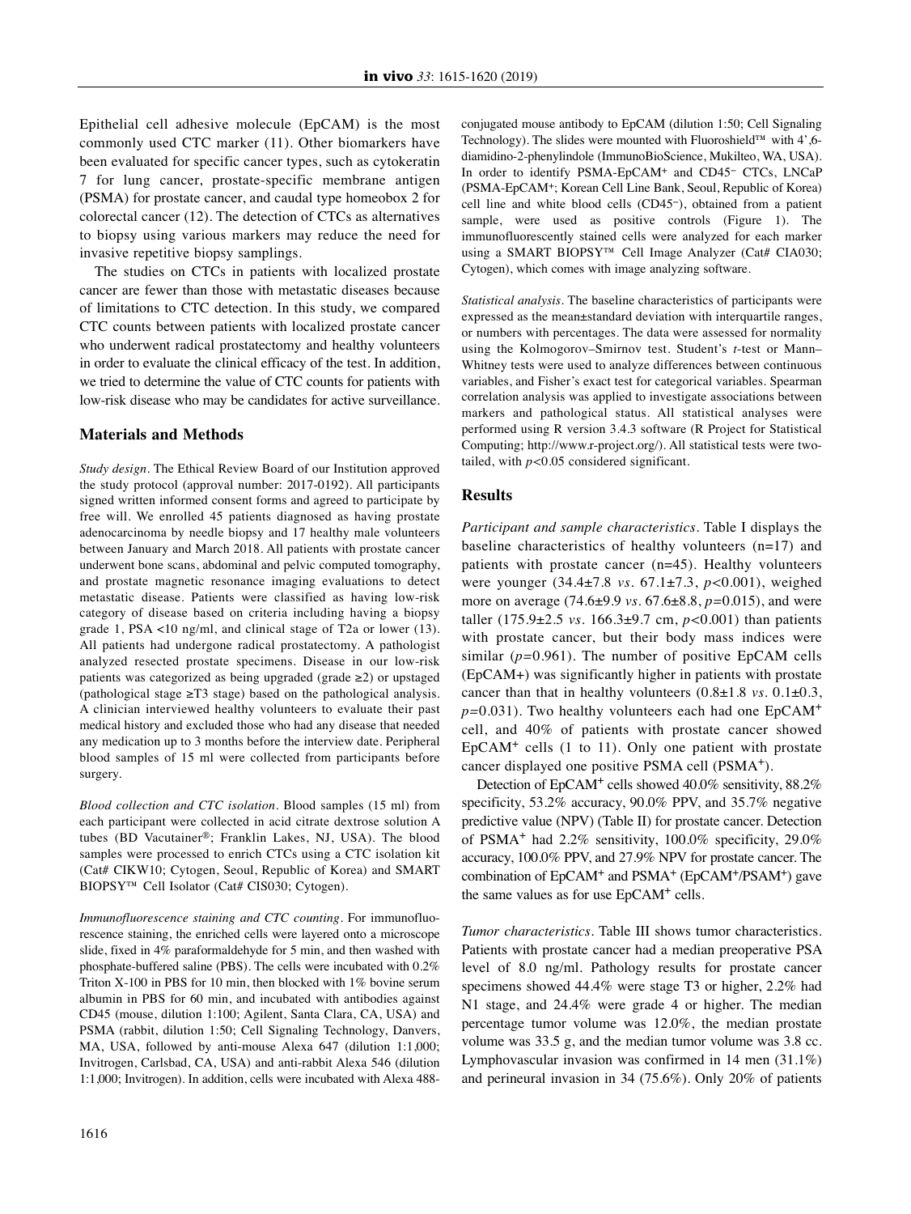Epithelial cell adhesive molecule (EpCAM) is the most commonly used CTC marker (11). Other biomarkers have been evaluated for specific cancer types, such as cytokeratin 7 for lung cancer, prostate-specific membrane antigen (PSMA) for prostate cancer, and caudal type homeobox 2 for colorectal cancer (12). The detection of CTCs as alternatives to biopsy using various markers may reduce the need for invasive repetitive biopsy samplings.

The studies on CTCs in patients with localized prostate cancer are fewer than those with metastatic diseases because of limitations to CTC detection. In this study, we compared CTC counts between patients with localized prostate cancer who underwent radical prostatectomy and healthy volunteers in order to evaluate the clinical efficacy of the test. In addition, we tried to determine the value of CTC counts for patients with low-risk disease who may be candidates for active surveillance.

## Materials and Methods

*Study design.* The Ethical Review Board of our Institution approved the study protocol (approval number: 2017-0192). All participants signed written informed consent forms and agreed to participate by free will. We enrolled 45 patients diagnosed as having prostate adenocarcinoma by needle biopsy and 17 healthy male volunteers between January and March 2018. All patients with prostate cancer underwent bone scans, abdominal and pelvic computed tomography, and prostate magnetic resonance imaging evaluations to detect metastatic disease. Patients were classified as having low-risk category of disease based on criteria including having a biopsy grade 1, PSA <10 ng/ml, and clinical stage of T2a or lower (13). All patients had undergone radical prostatectomy. A pathologist analyzed resected prostate specimens. Disease in our low-risk patients was categorized as being upgraded (grade ≥2) or upstaged (pathological stage ≥T3 stage) based on the pathological analysis. A clinician interviewed healthy volunteers to evaluate their past medical history and excluded those who had any disease that needed any medication up to 3 months before the interview date. Peripheral blood samples of 15 ml were collected from participants before surgery.

*Blood collection and CTC isolation.* Blood samples (15 ml) from each participant were collected in acid citrate dextrose solution A tubes (BD Vacutainer®; Franklin Lakes, NJ, USA). The blood samples were processed to enrich CTCs using a CTC isolation kit (Cat# CIKW10; Cytogen, Seoul, Republic of Korea) and SMART BIOPSY™ Cell Isolator (Cat# CIS030; Cytogen).

*Immunofluorescence staining and CTC counting.* For immunofluorescence staining, the enriched cells were layered onto a microscope slide, fixed in 4% paraformaldehyde for 5 min, and then washed with phosphate-buffered saline (PBS). The cells were incubated with 0.2% Triton X-100 in PBS for 10 min, then blocked with 1% bovine serum albumin in PBS for 60 min, and incubated with antibodies against CD45 (mouse, dilution 1:100; Agilent, Santa Clara, CA, USA) and PSMA (rabbit, dilution 1:50; Cell Signaling Technology, Danvers, MA, USA, followed by anti-mouse Alexa 647 (dilution 1:1,000; Invitrogen, Carlsbad, CA, USA) and anti-rabbit Alexa 546 (dilution 1:1,000; Invitrogen). In addition, cells were incubated with Alexa 488-conjugated mouse antibody to EpCAM (dilution 1:50; Cell Signaling Technology). The slides were mounted with Fluoroshield™ with 4',6-diamidino-2-phenylindole (ImmunoBioScience, Mukilteo, WA, USA). In order to identify PSMA-EpCAM$^+$ and CD45$^-$ CTCs, LNCaP (PSMA-EpCAM$^+$; Korean Cell Line Bank, Seoul, Republic of Korea) cell line and white blood cells (CD45$^-$), obtained from a patient sample, were used as positive controls (Figure 1). The immunofluorescently stained cells were analyzed for each marker using a SMART BIOPSY™ Cell Image Analyzer (Cat# CIA030; Cytogen), which comes with image analyzing software.

*Statistical analysis.* The baseline characteristics of participants were expressed as the mean±standard deviation with interquartile ranges, or numbers with percentages. The data were assessed for normality using the Kolmogorov–Smirnov test. Student's $t$-test or Mann–Whitney tests were used to analyze differences between continuous variables, and Fisher's exact test for categorical variables. Spearman correlation analysis was applied to investigate associations between markers and pathological status. All statistical analyses were performed using R version 3.4.3 software (R Project for Statistical Computing; http://www.r-project.org/). All statistical tests were two-tailed, with $p<0.05$ considered significant.

## Results

*Participant and sample characteristics.* Table I displays the baseline characteristics of healthy volunteers (n=17) and patients with prostate cancer (n=45). Healthy volunteers were younger (34.4±7.8 *vs.* 67.1±7.3, $p<0.001$), weighed more on average (74.6±9.9 *vs.* 67.6±8.8, $p=0.015$), and were taller (175.9±2.5 *vs.* 166.3±9.7 cm, $p<0.001$) than patients with prostate cancer, but their body mass indices were similar ($p=0.961$). The number of positive EpCAM cells (EpCAM+) was significantly higher in patients with prostate cancer than that in healthy volunteers (0.8±1.8 *vs.* 0.1±0.3, $p=0.031$). Two healthy volunteers each had one EpCAM$^+$ cell, and 40% of patients with prostate cancer showed EpCAM$^+$ cells (1 to 11). Only one patient with prostate cancer displayed one positive PSMA cell (PSMA$^+$).

Detection of EpCAM$^+$ cells showed 40.0% sensitivity, 88.2% specificity, 53.2% accuracy, 90.0% PPV, and 35.7% negative predictive value (NPV) (Table II) for prostate cancer. Detection of PSMA$^+$ had 2.2% sensitivity, 100.0% specificity, 29.0% accuracy, 100.0% PPV, and 27.9% NPV for prostate cancer. The combination of EpCAM$^+$ and PSMA$^+$ (EpCAM$^+$/PSAM$^+$) gave the same values as for use EpCAM$^+$ cells.

*Tumor characteristics.* Table III shows tumor characteristics. Patients with prostate cancer had a median preoperative PSA level of 8.0 ng/ml. Pathology results for prostate cancer specimens showed 44.4% were stage T3 or higher, 2.2% had N1 stage, and 24.4% were grade 4 or higher. The median percentage tumor volume was 12.0%, the median prostate volume was 33.5 g, and the median tumor volume was 3.8 cc. Lymphovascular invasion was confirmed in 14 men (31.1%) and perineural invasion in 34 (75.6%). Only 20% of patients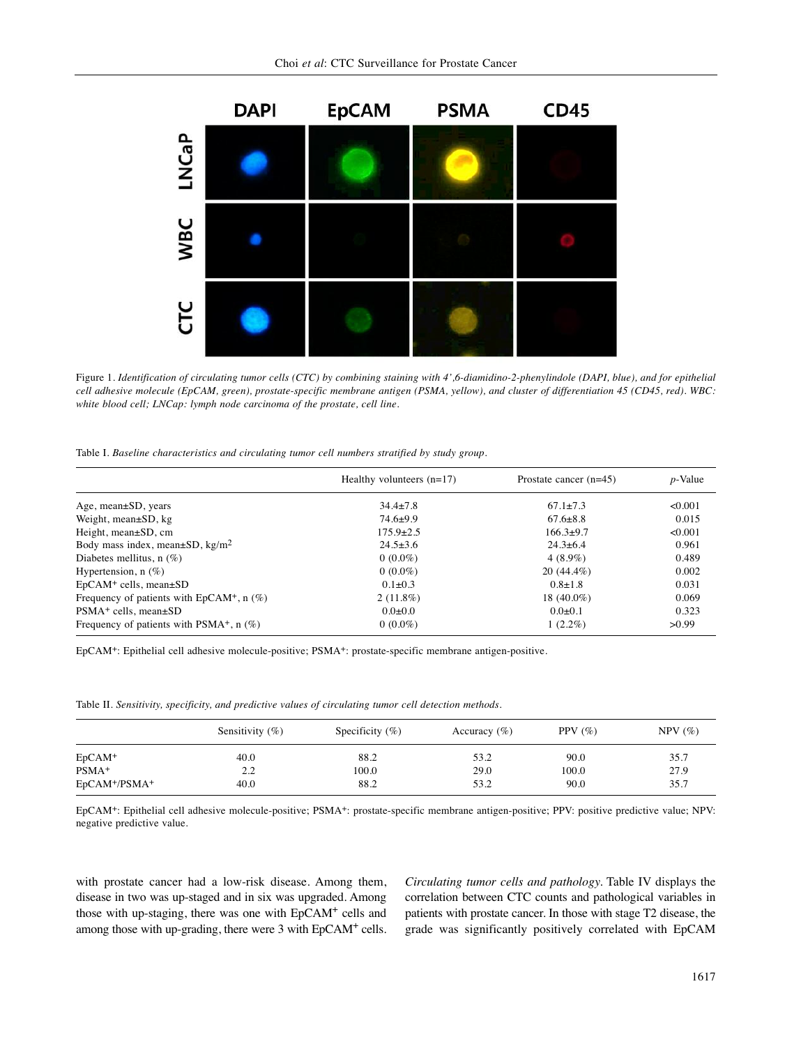Figure 1. *Identification of circulating tumor cells (CTC) by combining staining with 4',6-diamidino-2-phenylindole (DAPI, blue), and for epithelial cell adhesive molecule (EpCAM, green), prostate-specific membrane antigen (PSMA, yellow), and cluster of differentiation 45 (CD45, red). WBC: white blood cell; LNCap: lymph node carcinoma of the prostate, cell line.*

Table I. *Baseline characteristics and circulating tumor cell numbers stratified by study group.*

| | Healthy volunteers (n=17) | Prostate cancer (n=45) | *p*-Value |
|---|---|---|---|
| Age, mean±SD, years | 34.4±7.8 | 67.1±7.3 | <0.001 |
| Weight, mean±SD, kg | 74.6±9.9 | 67.6±8.8 | 0.015 |
| Height, mean±SD, cm | 175.9±2.5 | 166.3±9.7 | <0.001 |
| Body mass index, mean±SD, kg/m$^2$ | 24.5±3.6 | 24.3±6.4 | 0.961 |
| Diabetes mellitus, n (%) | 0 (0.0%) | 4 (8.9%) | 0.489 |
| Hypertension, n (%) | 0 (0.0%) | 20 (44.4%) | 0.002 |
| EpCAM$^+$ cells, mean±SD | 0.1±0.3 | 0.8±1.8 | 0.031 |
| Frequency of patients with EpCAM$^+$, n (%) | 2 (11.8%) | 18 (40.0%) | 0.069 |
| PSMA$^+$ cells, mean±SD | 0.0±0.0 | 0.0±0.1 | 0.323 |
| Frequency of patients with PSMA$^+$, n (%) | 0 (0.0%) | 1 (2.2%) | >0.99 |

EpCAM$^+$: Epithelial cell adhesive molecule-positive; PSMA$^+$: prostate-specific membrane antigen-positive.

Table II. *Sensitivity, specificity, and predictive values of circulating tumor cell detection methods.*

| | Sensitivity (%) | Specificity (%) | Accuracy (%) | PPV (%) | NPV (%) |
|---|---|---|---|---|---|
| EpCAM$^+$ | 40.0 | 88.2 | 53.2 | 90.0 | 35.7 |
| PSMA$^+$ | 2.2 | 100.0 | 29.0 | 100.0 | 27.9 |
| EpCAM$^+$/PSMA$^+$ | 40.0 | 88.2 | 53.2 | 90.0 | 35.7 |

EpCAM$^+$: Epithelial cell adhesive molecule-positive; PSMA$^+$: prostate-specific membrane antigen-positive; PPV: positive predictive value; NPV: negative predictive value.

with prostate cancer had a low-risk disease. Among them, disease in two was up-staged and in six was upgraded. Among those with up-staging, there was one with EpCAM$^+$ cells and among those with up-grading, there were 3 with EpCAM$^+$ cells.

*Circulating tumor cells and pathology.* Table IV displays the correlation between CTC counts and pathological variables in patients with prostate cancer. In those with stage T2 disease, the grade was significantly positively correlated with EpCAM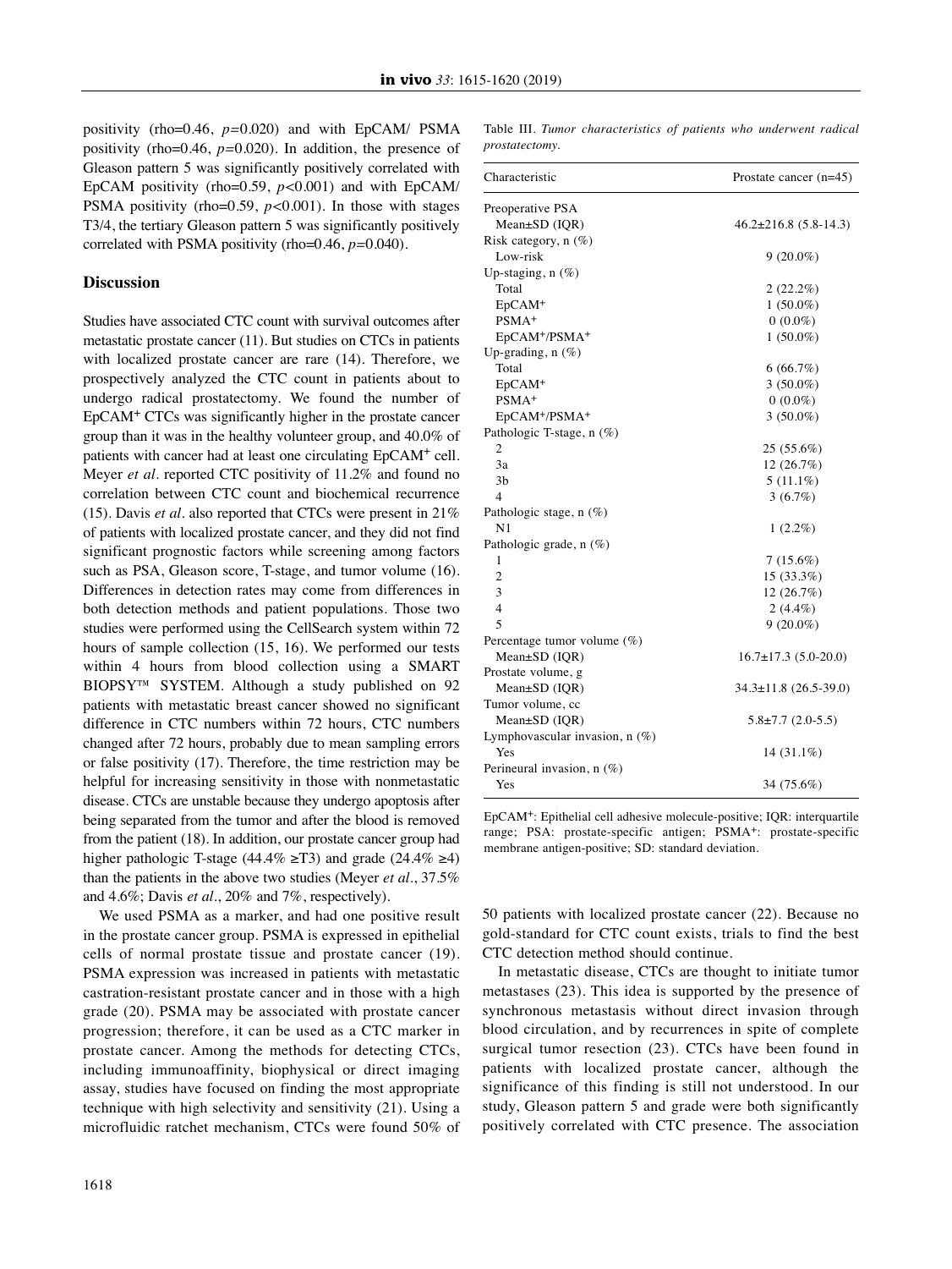positivity (rho=0.46, *p*=0.020) and with EpCAM/ PSMA positivity (rho=0.46, *p*=0.020). In addition, the presence of Gleason pattern 5 was significantly positively correlated with EpCAM positivity (rho=0.59, *p*<0.001) and with EpCAM/ PSMA positivity (rho=0.59, *p*<0.001). In those with stages T3/4, the tertiary Gleason pattern 5 was significantly positively correlated with PSMA positivity (rho=0.46, *p*=0.040).

## Discussion

Studies have associated CTC count with survival outcomes after metastatic prostate cancer (11). But studies on CTCs in patients with localized prostate cancer are rare (14). Therefore, we prospectively analyzed the CTC count in patients about to undergo radical prostatectomy. We found the number of EpCAM$^+$ CTCs was significantly higher in the prostate cancer group than it was in the healthy volunteer group, and 40.0% of patients with cancer had at least one circulating EpCAM$^+$ cell. Meyer *et al*. reported CTC positivity of 11.2% and found no correlation between CTC count and biochemical recurrence (15). Davis *et al*. also reported that CTCs were present in 21% of patients with localized prostate cancer, and they did not find significant prognostic factors while screening among factors such as PSA, Gleason score, T-stage, and tumor volume (16). Differences in detection rates may come from differences in both detection methods and patient populations. Those two studies were performed using the CellSearch system within 72 hours of sample collection (15, 16). We performed our tests within 4 hours from blood collection using a SMART BIOPSY™ SYSTEM. Although a study published on 92 patients with metastatic breast cancer showed no significant difference in CTC numbers within 72 hours, CTC numbers changed after 72 hours, probably due to mean sampling errors or false positivity (17). Therefore, the time restriction may be helpful for increasing sensitivity in those with nonmetastatic disease. CTCs are unstable because they undergo apoptosis after being separated from the tumor and after the blood is removed from the patient (18). In addition, our prostate cancer group had higher pathologic T-stage (44.4% ≥T3) and grade (24.4% ≥4) than the patients in the above two studies (Meyer *et al*., 37.5% and 4.6%; Davis *et al*., 20% and 7%, respectively).

We used PSMA as a marker, and had one positive result in the prostate cancer group. PSMA is expressed in epithelial cells of normal prostate tissue and prostate cancer (19). PSMA expression was increased in patients with metastatic castration-resistant prostate cancer and in those with a high grade (20). PSMA may be associated with prostate cancer progression; therefore, it can be used as a CTC marker in prostate cancer. Among the methods for detecting CTCs, including immunoaffinity, biophysical or direct imaging assay, studies have focused on finding the most appropriate technique with high selectivity and sensitivity (21). Using a microfluidic ratchet mechanism, CTCs were found 50% of 50 patients with localized prostate cancer (22). Because no gold-standard for CTC count exists, trials to find the best CTC detection method should continue.

In metastatic disease, CTCs are thought to initiate tumor metastases (23). This idea is supported by the presence of synchronous metastasis without direct invasion through blood circulation, and by recurrences in spite of complete surgical tumor resection (23). CTCs have been found in patients with localized prostate cancer, although the significance of this finding is still not understood. In our study, Gleason pattern 5 and grade were both significantly positively correlated with CTC presence. The association

Table III. *Tumor characteristics of patients who underwent radical prostatectomy.*

| Characteristic | Prostate cancer (n=45) |
|---|---|
| Preoperative PSA | |
| Mean±SD (IQR) | 46.2±216.8 (5.8-14.3) |
| Risk category, n (%) | |
| Low-risk | 9 (20.0%) |
| Up-staging, n (%) | |
| Total | 2 (22.2%) |
| EpCAM$^+$ | 1 (50.0%) |
| PSMA$^+$ | 0 (0.0%) |
| EpCAM$^+$/PSMA$^+$ | 1 (50.0%) |
| Up-grading, n (%) | |
| Total | 6 (66.7%) |
| EpCAM$^+$ | 3 (50.0%) |
| PSMA$^+$ | 0 (0.0%) |
| EpCAM$^+$/PSMA$^+$ | 3 (50.0%) |
| Pathologic T-stage, n (%) | |
| 2 | 25 (55.6%) |
| 3a | 12 (26.7%) |
| 3b | 5 (11.1%) |
| 4 | 3 (6.7%) |
| Pathologic stage, n (%) | |
| N1 | 1 (2.2%) |
| Pathologic grade, n (%) | |
| 1 | 7 (15.6%) |
| 2 | 15 (33.3%) |
| 3 | 12 (26.7%) |
| 4 | 2 (4.4%) |
| 5 | 9 (20.0%) |
| Percentage tumor volume (%) | |
| Mean±SD (IQR) | 16.7±17.3 (5.0-20.0) |
| Prostate volume, g | |
| Mean±SD (IQR) | 34.3±11.8 (26.5-39.0) |
| Tumor volume, cc | |
| Mean±SD (IQR) | 5.8±7.7 (2.0-5.5) |
| Lymphovascular invasion, n (%) | |
| Yes | 14 (31.1%) |
| Perineural invasion, n (%) | |
| Yes | 34 (75.6%) |

EpCAM$^+$: Epithelial cell adhesive molecule-positive; IQR: interquartile range; PSA: prostate-specific antigen; PSMA$^+$: prostate-specific membrane antigen-positive; SD: standard deviation.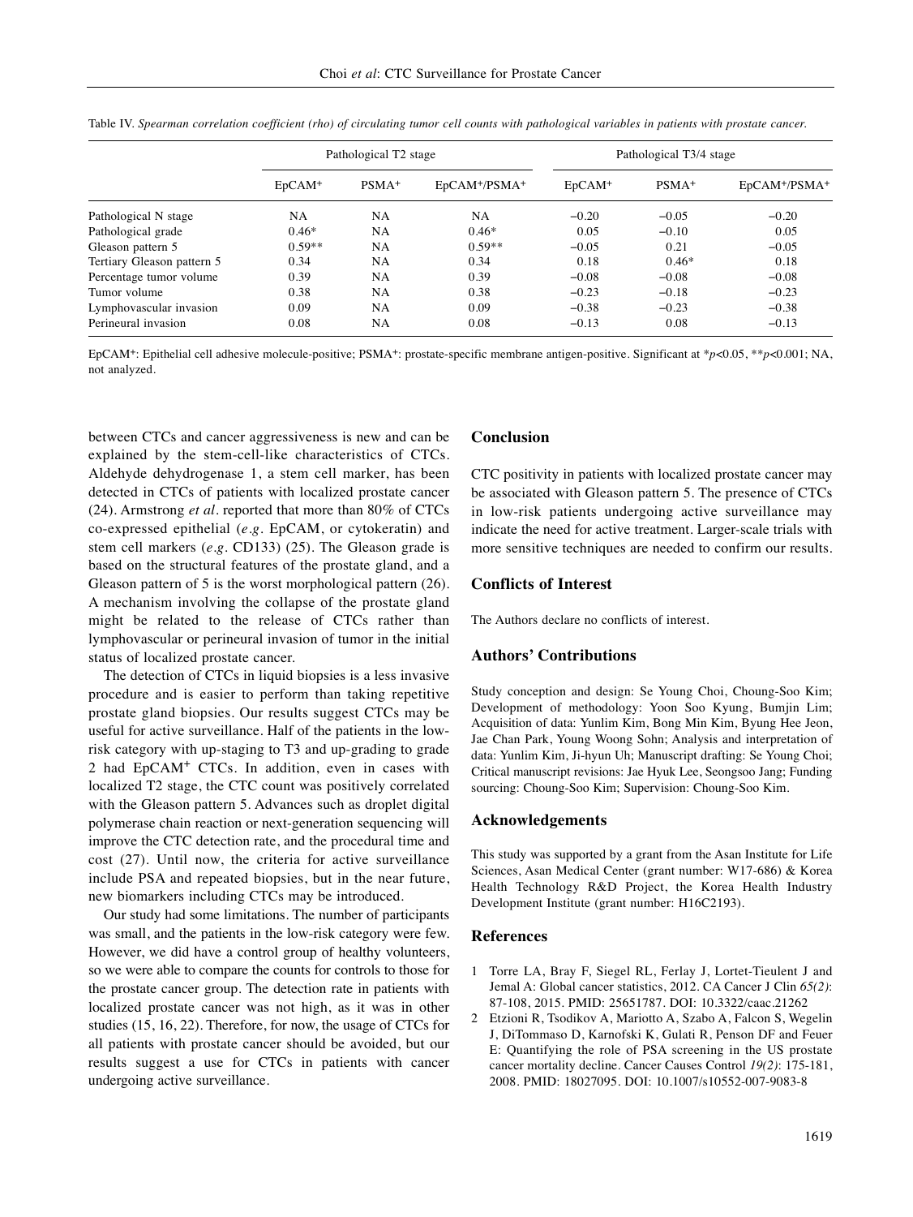Table IV. *Spearman correlation coefficient (rho) of circulating tumor cell counts with pathological variables in patients with prostate cancer.*

| | Pathological T2 stage | | | Pathological T3/4 stage | | |
|---|---|---|---|---|---|---|
| | EpCAM+ | PSMA+ | EpCAM+/PSMA+ | EpCAM+ | PSMA+ | EpCAM+/PSMA+ |
| Pathological N stage | NA | NA | NA | −0.20 | −0.05 | −0.20 |
| Pathological grade | 0.46* | NA | 0.46* | 0.05 | −0.10 | 0.05 |
| Gleason pattern 5 | 0.59** | NA | 0.59** | −0.05 | 0.21 | −0.05 |
| Tertiary Gleason pattern 5 | 0.34 | NA | 0.34 | 0.18 | 0.46* | 0.18 |
| Percentage tumor volume | 0.39 | NA | 0.39 | −0.08 | −0.08 | −0.08 |
| Tumor volume | 0.38 | NA | 0.38 | −0.23 | −0.18 | −0.23 |
| Lymphovascular invasion | 0.09 | NA | 0.09 | −0.38 | −0.23 | −0.38 |
| Perineural invasion | 0.08 | NA | 0.08 | −0.13 | 0.08 | −0.13 |

EpCAM+: Epithelial cell adhesive molecule-positive; PSMA+: prostate-specific membrane antigen-positive. Significant at *$p<0.05$, **$p<0.001$; NA, not analyzed.

between CTCs and cancer aggressiveness is new and can be explained by the stem-cell-like characteristics of CTCs. Aldehyde dehydrogenase 1, a stem cell marker, has been detected in CTCs of patients with localized prostate cancer (24). Armstrong *et al*. reported that more than 80% of CTCs co-expressed epithelial (*e.g*. EpCAM, or cytokeratin) and stem cell markers (*e.g*. CD133) (25). The Gleason grade is based on the structural features of the prostate gland, and a Gleason pattern of 5 is the worst morphological pattern (26). A mechanism involving the collapse of the prostate gland might be related to the release of CTCs rather than lymphovascular or perineural invasion of tumor in the initial status of localized prostate cancer.

The detection of CTCs in liquid biopsies is a less invasive procedure and is easier to perform than taking repetitive prostate gland biopsies. Our results suggest CTCs may be useful for active surveillance. Half of the patients in the low-risk category with up-staging to T3 and up-grading to grade 2 had EpCAM+ CTCs. In addition, even in cases with localized T2 stage, the CTC count was positively correlated with the Gleason pattern 5. Advances such as droplet digital polymerase chain reaction or next-generation sequencing will improve the CTC detection rate, and the procedural time and cost (27). Until now, the criteria for active surveillance include PSA and repeated biopsies, but in the near future, new biomarkers including CTCs may be introduced.

Our study had some limitations. The number of participants was small, and the patients in the low-risk category were few. However, we did have a control group of healthy volunteers, so we were able to compare the counts for controls to those for the prostate cancer group. The detection rate in patients with localized prostate cancer was not high, as it was in other studies (15, 16, 22). Therefore, for now, the usage of CTCs for all patients with prostate cancer should be avoided, but our results suggest a use for CTCs in patients with cancer undergoing active surveillance.

## Conclusion

CTC positivity in patients with localized prostate cancer may be associated with Gleason pattern 5. The presence of CTCs in low-risk patients undergoing active surveillance may indicate the need for active treatment. Larger-scale trials with more sensitive techniques are needed to confirm our results.

## Conflicts of Interest

The Authors declare no conflicts of interest.

## Authors' Contributions

Study conception and design: Se Young Choi, Choung-Soo Kim; Development of methodology: Yoon Soo Kyung, Bumjin Lim; Acquisition of data: Yunlim Kim, Bong Min Kim, Byung Hee Jeon, Jae Chan Park, Young Woong Sohn; Analysis and interpretation of data: Yunlim Kim, Ji-hyun Uh; Manuscript drafting: Se Young Choi; Critical manuscript revisions: Jae Hyuk Lee, Seongsoo Jang; Funding sourcing: Choung-Soo Kim; Supervision: Choung-Soo Kim.

## Acknowledgements

This study was supported by a grant from the Asan Institute for Life Sciences, Asan Medical Center (grant number: W17-686) & Korea Health Technology R&D Project, the Korea Health Industry Development Institute (grant number: H16C2193).

## References

1. Torre LA, Bray F, Siegel RL, Ferlay J, Lortet-Tieulent J and Jemal A: Global cancer statistics, 2012. CA Cancer J Clin *65(2)*: 87-108, 2015. PMID: 25651787. DOI: 10.3322/caac.21262
2. Etzioni R, Tsodikov A, Mariotto A, Szabo A, Falcon S, Wegelin J, DiTommaso D, Karnofski K, Gulati R, Penson DF and Feuer E: Quantifying the role of PSA screening in the US prostate cancer mortality decline. Cancer Causes Control *19(2)*: 175-181, 2008. PMID: 18027095. DOI: 10.1007/s10552-007-9083-8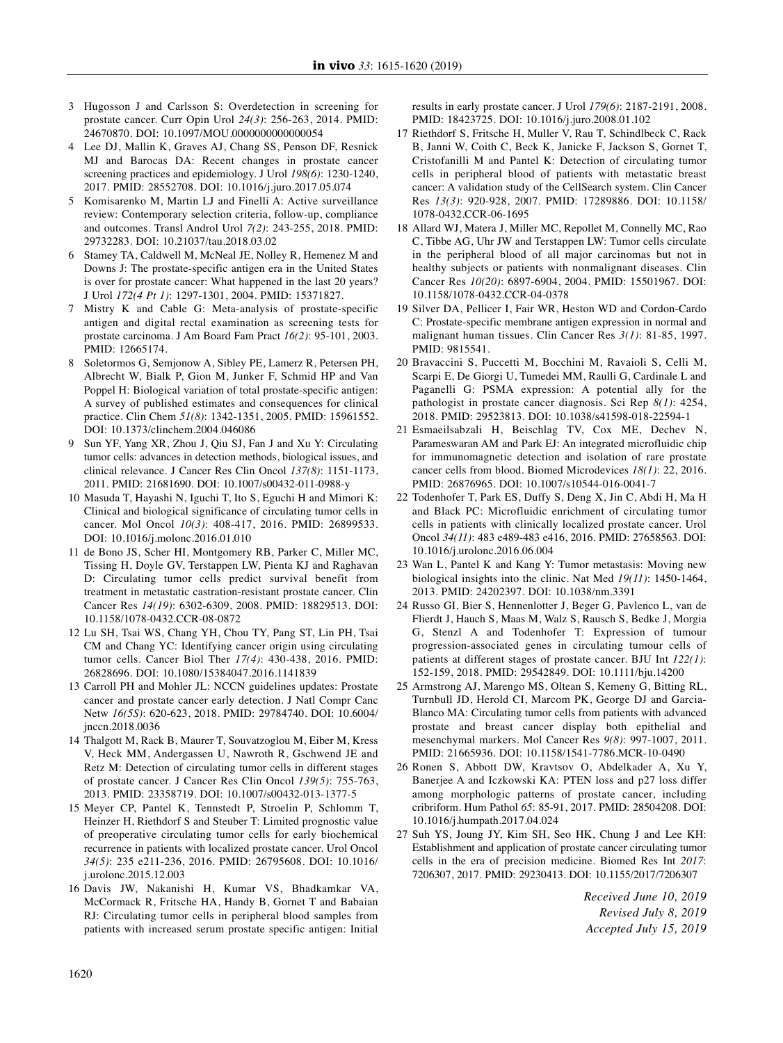3 Hugosson J and Carlsson S: Overdetection in screening for prostate cancer. Curr Opin Urol *24(3)*: 256-263, 2014. PMID: 24670870. DOI: 10.1097/MOU.0000000000000054

4 Lee DJ, Mallin K, Graves AJ, Chang SS, Penson DF, Resnick MJ and Barocas DA: Recent changes in prostate cancer screening practices and epidemiology. J Urol *198(6)*: 1230-1240, 2017. PMID: 28552708. DOI: 10.1016/j.juro.2017.05.074

5 Komisarenko M, Martin LJ and Finelli A: Active surveillance review: Contemporary selection criteria, follow-up, compliance and outcomes. Transl Androl Urol *7(2)*: 243-255, 2018. PMID: 29732283. DOI: 10.21037/tau.2018.03.02

6 Stamey TA, Caldwell M, McNeal JE, Nolley R, Hemenez M and Downs J: The prostate-specific antigen era in the United States is over for prostate cancer: What happened in the last 20 years? J Urol *172(4 Pt 1)*: 1297-1301, 2004. PMID: 15371827.

7 Mistry K and Cable G: Meta-analysis of prostate-specific antigen and digital rectal examination as screening tests for prostate carcinoma. J Am Board Fam Pract *16(2)*: 95-101, 2003. PMID: 12665174.

8 Soletormos G, Semjonow A, Sibley PE, Lamerz R, Petersen PH, Albrecht W, Bialk P, Gion M, Junker F, Schmid HP and Van Poppel H: Biological variation of total prostate-specific antigen: A survey of published estimates and consequences for clinical practice. Clin Chem *51(8)*: 1342-1351, 2005. PMID: 15961552. DOI: 10.1373/clinchem.2004.046086

9 Sun YF, Yang XR, Zhou J, Qiu SJ, Fan J and Xu Y: Circulating tumor cells: advances in detection methods, biological issues, and clinical relevance. J Cancer Res Clin Oncol *137(8)*: 1151-1173, 2011. PMID: 21681690. DOI: 10.1007/s00432-011-0988-y

10 Masuda T, Hayashi N, Iguchi T, Ito S, Eguchi H and Mimori K: Clinical and biological significance of circulating tumor cells in cancer. Mol Oncol *10(3)*: 408-417, 2016. PMID: 26899533. DOI: 10.1016/j.molonc.2016.01.010

11 de Bono JS, Scher HI, Montgomery RB, Parker C, Miller MC, Tissing H, Doyle GV, Terstappen LW, Pienta KJ and Raghavan D: Circulating tumor cells predict survival benefit from treatment in metastatic castration-resistant prostate cancer. Clin Cancer Res *14(19)*: 6302-6309, 2008. PMID: 18829513. DOI: 10.1158/1078-0432.CCR-08-0872

12 Lu SH, Tsai WS, Chang YH, Chou TY, Pang ST, Lin PH, Tsai CM and Chang YC: Identifying cancer origin using circulating tumor cells. Cancer Biol Ther *17(4)*: 430-438, 2016. PMID: 26828696. DOI: 10.1080/15384047.2016.1141839

13 Carroll PH and Mohler JL: NCCN guidelines updates: Prostate cancer and prostate cancer early detection. J Natl Compr Canc Netw *16(5S)*: 620-623, 2018. PMID: 29784740. DOI: 10.6004/jnccn.2018.0036

14 Thalgott M, Rack B, Maurer T, Souvatzoglou M, Eiber M, Kress V, Heck MM, Andergassen U, Nawroth R, Gschwend JE and Retz M: Detection of circulating tumor cells in different stages of prostate cancer. J Cancer Res Clin Oncol *139(5)*: 755-763, 2013. PMID: 23358719. DOI: 10.1007/s00432-013-1377-5

15 Meyer CP, Pantel K, Tennstedt P, Stroelin P, Schlomm T, Heinzer H, Riethdorf S and Steuber T: Limited prognostic value of preoperative circulating tumor cells for early biochemical recurrence in patients with localized prostate cancer. Urol Oncol *34(5)*: 235 e211-236, 2016. PMID: 26795608. DOI: 10.1016/j.urolonc.2015.12.003

16 Davis JW, Nakanishi H, Kumar VS, Bhadkamkar VA, McCormack R, Fritsche HA, Handy B, Gornet T and Babaian RJ: Circulating tumor cells in peripheral blood samples from patients with increased serum prostate specific antigen: Initial results in early prostate cancer. J Urol *179(6)*: 2187-2191, 2008. PMID: 18423725. DOI: 10.1016/j.juro.2008.01.102

17 Riethdorf S, Fritsche H, Muller V, Rau T, Schindlbeck C, Rack B, Janni W, Coith C, Beck K, Janicke F, Jackson S, Gornet T, Cristofanilli M and Pantel K: Detection of circulating tumor cells in peripheral blood of patients with metastatic breast cancer: A validation study of the CellSearch system. Clin Cancer Res *13(3)*: 920-928, 2007. PMID: 17289886. DOI: 10.1158/1078-0432.CCR-06-1695

18 Allard WJ, Matera J, Miller MC, Repollet M, Connelly MC, Rao C, Tibbe AG, Uhr JW and Terstappen LW: Tumor cells circulate in the peripheral blood of all major carcinomas but not in healthy subjects or patients with nonmalignant diseases. Clin Cancer Res *10(20)*: 6897-6904, 2004. PMID: 15501967. DOI: 10.1158/1078-0432.CCR-04-0378

19 Silver DA, Pellicer I, Fair WR, Heston WD and Cordon-Cardo C: Prostate-specific membrane antigen expression in normal and malignant human tissues. Clin Cancer Res *3(1)*: 81-85, 1997. PMID: 9815541.

20 Bravaccini S, Puccetti M, Bocchini M, Ravaioli S, Celli M, Scarpi E, De Giorgi U, Tumedei MM, Raulli G, Cardinale L and Paganelli G: PSMA expression: A potential ally for the pathologist in prostate cancer diagnosis. Sci Rep *8(1)*: 4254, 2018. PMID: 29523813. DOI: 10.1038/s41598-018-22594-1

21 Esmaeilsabzali H, Beischlag TV, Cox ME, Dechev N, Parameswaran AM and Park EJ: An integrated microfluidic chip for immunomagnetic detection and isolation of rare prostate cancer cells from blood. Biomed Microdevices *18(1)*: 22, 2016. PMID: 26876965. DOI: 10.1007/s10544-016-0041-7

22 Todenhofer T, Park ES, Duffy S, Deng X, Jin C, Abdi H, Ma H and Black PC: Microfluidic enrichment of circulating tumor cells in patients with clinically localized prostate cancer. Urol Oncol *34(11)*: 483 e489-483 e416, 2016. PMID: 27658563. DOI: 10.1016/j.urolonc.2016.06.004

23 Wan L, Pantel K and Kang Y: Tumor metastasis: Moving new biological insights into the clinic. Nat Med *19(11)*: 1450-1464, 2013. PMID: 24202397. DOI: 10.1038/nm.3391

24 Russo GI, Bier S, Hennenlotter J, Beger G, Pavlenco L, van de Flierdt J, Hauch S, Maas M, Walz S, Rausch S, Bedke J, Morgia G, Stenzl A and Todenhofer T: Expression of tumour progression-associated genes in circulating tumour cells of patients at different stages of prostate cancer. BJU Int *122(1)*: 152-159, 2018. PMID: 29542849. DOI: 10.1111/bju.14200

25 Armstrong AJ, Marengo MS, Oltean S, Kemeny G, Bitting RL, Turnbull JD, Herold CI, Marcom PK, George DJ and Garcia-Blanco MA: Circulating tumor cells from patients with advanced prostate and breast cancer display both epithelial and mesenchymal markers. Mol Cancer Res *9(8)*: 997-1007, 2011. PMID: 21665936. DOI: 10.1158/1541-7786.MCR-10-0490

26 Ronen S, Abbott DW, Kravtsov O, Abdelkader A, Xu Y, Banerjee A and Iczkowski KA: PTEN loss and p27 loss differ among morphologic patterns of prostate cancer, including cribriform. Hum Pathol *65*: 85-91, 2017. PMID: 28504208. DOI: 10.1016/j.humpath.2017.04.024

27 Suh YS, Joung JY, Kim SH, Seo HK, Chung J and Lee KH: Establishment and application of prostate cancer circulating tumor cells in the era of precision medicine. Biomed Res Int *2017*: 7206307, 2017. PMID: 29230413. DOI: 10.1155/2017/7206307

*Received June 10, 2019*
*Revised July 8, 2019*
*Accepted July 15, 2019*